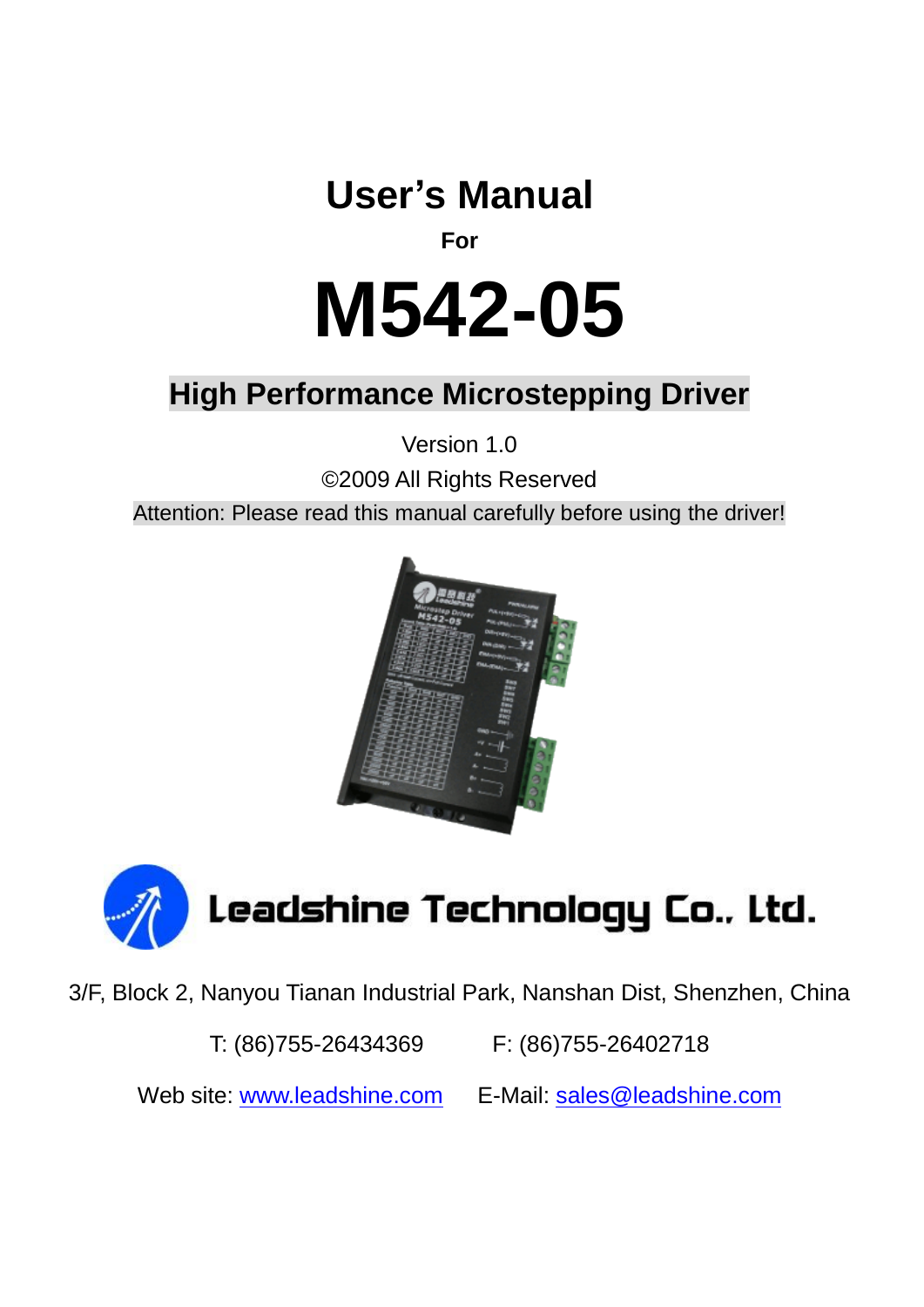# User's Manual

**For**

# M542-05

## High Performance Microstepping Driver

Version 1.0

©2009 All Rights Reserved

Attention: Please read this manual carefully before using the driver!

**Leadshine Technology Co., Ltd.**

3/F, Block 2, Nanyou Tianan Industrial Park, Nanshan Dist, Shenzhen, China

T: (86)755-26434369 F: (86)755-26402718

Web site: www.leadshine.com E-Mail: sales@leadshine.com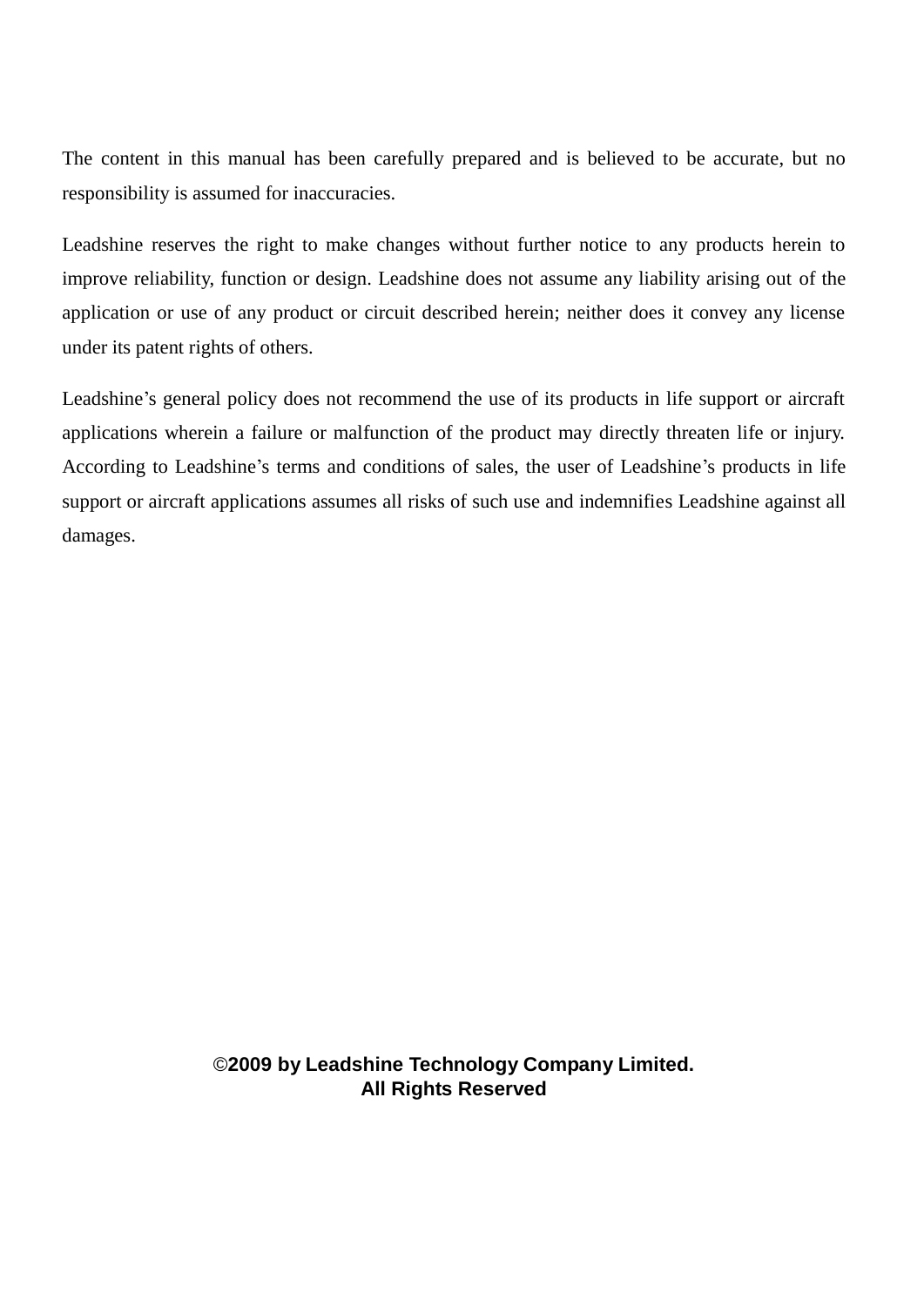The content in this manual has been carefully prepared and is believed to be accurate, but no responsibility is assumed for inaccuracies.

Leadshine reserves the right to make changes without further notice to any products herein to improve reliability, function or design. Leadshine does not assume any liability arising out of the application or use of any product or circuit described herein; neither does it convey any license under its patent rights of others.

Leadshine's general policy does not recommend the use of its products in life support or aircraft applications wherein a failure or malfunction of the product may directly threaten life or injury. According to Leadshine's terms and conditions of sales, the user of Leadshine's products in life support or aircraft applications assumes all risks of such use and indemnifies Leadshine against all damages.

**©2009 by Leadshine Technology Company Limited.**
**All Rights Reserved**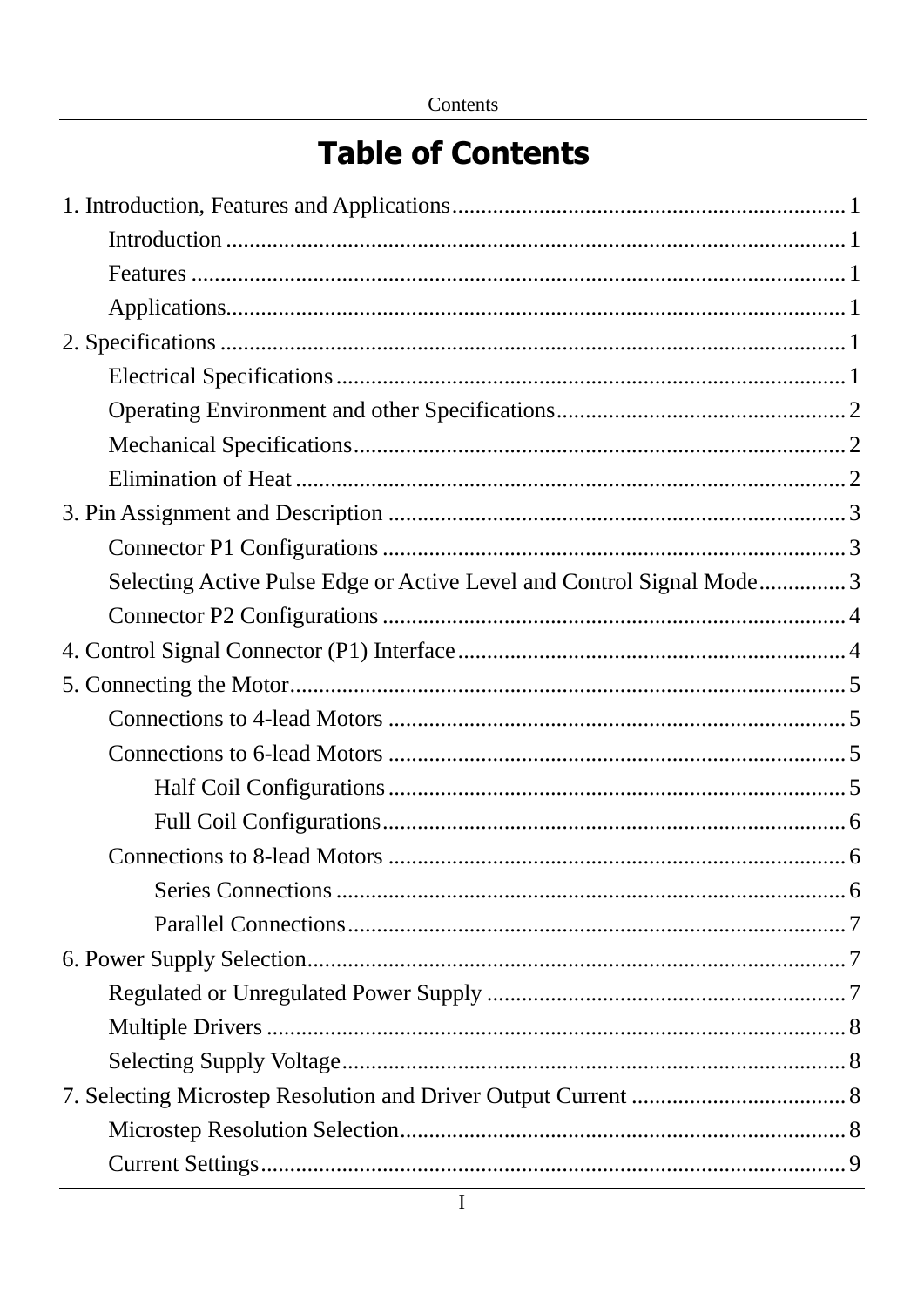# Table of Contents

1. Introduction, Features and Applications .................................................. 1
    - Introduction .......................................................................................... 1
    - Features ................................................................................................. 1
    - Applications........................................................................................... 1
2. Specifications ........................................................................................... 1
    - Electrical Specifications ....................................................................... 1
    - Operating Environment and other Specifications ................................. 2
    - Mechanical Specifications .................................................................... 2
    - Elimination of Heat .............................................................................. 2
3. Pin Assignment and Description .............................................................. 3
    - Connector P1 Configurations ............................................................... 3
    - Selecting Active Pulse Edge or Active Level and Control Signal Mode .............. 3
    - Connector P2 Configurations ............................................................... 4
4. Control Signal Connector (P1) Interface .................................................. 4
5. Connecting the Motor ............................................................................... 5
    - Connections to 4-lead Motors .............................................................. 5
    - Connections to 6-lead Motors .............................................................. 5
        - Half Coil Configurations .............................................................. 5
        - Full Coil Configurations ............................................................... 6
    - Connections to 8-lead Motors .............................................................. 6
        - Series Connections ....................................................................... 6
        - Parallel Connections ..................................................................... 7
6. Power Supply Selection ............................................................................ 7
    - Regulated or Unregulated Power Supply ............................................. 7
    - Multiple Drivers ................................................................................... 8
    - Selecting Supply Voltage ...................................................................... 8
7. Selecting Microstep Resolution and Driver Output Current ..................... 8
    - Microstep Resolution Selection ............................................................ 8
    - Current Settings .................................................................................... 9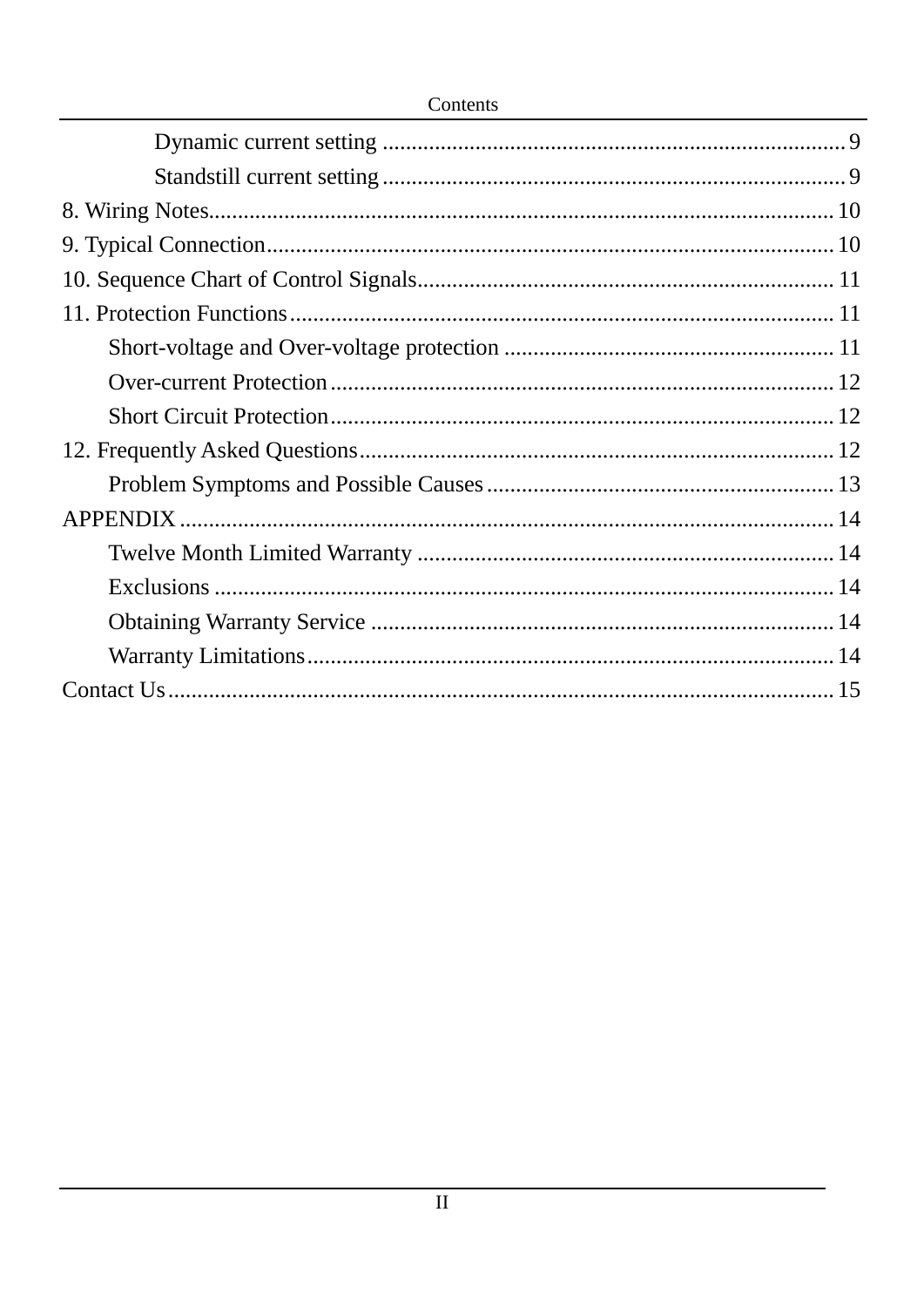Dynamic current setting ............................................................................... 9

Standstill current setting ............................................................................... 9

8. Wiring Notes.......................................................................................................... 10

9. Typical Connection................................................................................................. 10

10. Sequence Chart of Control Signals....................................................................... 11

11. Protection Functions............................................................................................. 11

Short-voltage and Over-voltage protection ......................................................... 11

Over-current Protection...................................................................................... 12

Short Circuit Protection...................................................................................... 12

12. Frequently Asked Questions................................................................................. 12

Problem Symptoms and Possible Causes............................................................ 13

APPENDIX ................................................................................................................ 14

Twelve Month Limited Warranty ....................................................................... 14

Exclusions .......................................................................................................... 14

Obtaining Warranty Service ............................................................................... 14

Warranty Limitations.......................................................................................... 14

Contact Us.................................................................................................................. 15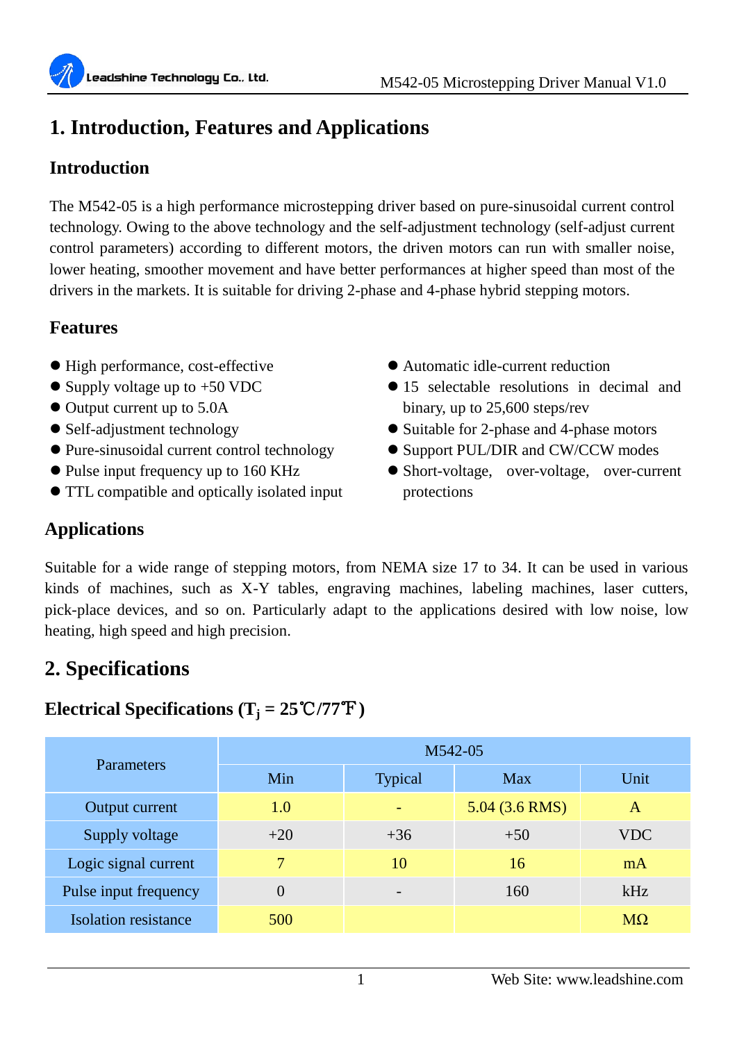# 1. Introduction, Features and Applications

## Introduction

The M542-05 is a high performance microstepping driver based on pure-sinusoidal current control technology. Owing to the above technology and the self-adjustment technology (self-adjust current control parameters) according to different motors, the driven motors can run with smaller noise, lower heating, smoother movement and have better performances at higher speed than most of the drivers in the markets. It is suitable for driving 2-phase and 4-phase hybrid stepping motors.

## Features

- High performance, cost-effective
- Supply voltage up to +50 VDC
- Output current up to 5.0A
- Self-adjustment technology
- Pure-sinusoidal current control technology
- Pulse input frequency up to 160 KHz
- TTL compatible and optically isolated input
- Automatic idle-current reduction
- 15 selectable resolutions in decimal and binary, up to 25,600 steps/rev
- Suitable for 2-phase and 4-phase motors
- Support PUL/DIR and CW/CCW modes
- Short-voltage, over-voltage, over-current protections

## Applications

Suitable for a wide range of stepping motors, from NEMA size 17 to 34. It can be used in various kinds of machines, such as X-Y tables, engraving machines, labeling machines, laser cutters, pick-place devices, and so on. Particularly adapt to the applications desired with low noise, low heating, high speed and high precision.

# 2. Specifications

## Electrical Specifications ($T_j$ = 25℃/77℉)

| Parameters | M542-05 | | | |
|---|---|---|---|---|
| | Min | Typical | Max | Unit |
| Output current | 1.0 | - | 5.04 (3.6 RMS) | A |
| Supply voltage | +20 | +36 | +50 | VDC |
| Logic signal current | 7 | 10 | 16 | mA |
| Pulse input frequency | 0 | - | 160 | kHz |
| Isolation resistance | 500 | | | MΩ |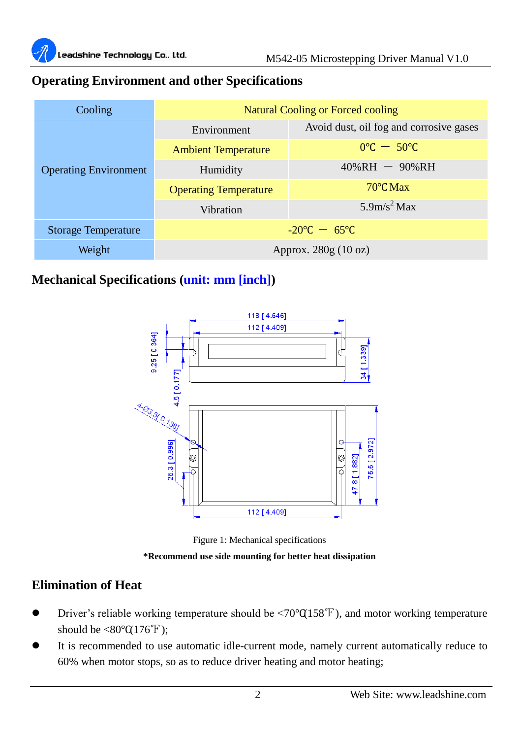## Operating Environment and other Specifications

| Cooling | Natural Cooling or Forced cooling | |
|---|---|---|
| Operating Environment | Environment | Avoid dust, oil fog and corrosive gases |
| | Ambient Temperature | 0℃ — 50℃ |
| | Humidity | 40%RH — 90%RH |
| | Operating Temperature | 70℃ Max |
| | Vibration | $5.9m/s^2$ Max |
| Storage Temperature | -20℃ — 65℃ | |
| Weight | Approx. 280g (10 oz) | |

## Mechanical Specifications (unit: mm [inch])

Figure 1: Mechanical specifications

**\*Recommend use side mounting for better heat dissipation**

## Elimination of Heat

- Driver's reliable working temperature should be <70℃(158℉), and motor working temperature should be <80℃(176℉);
- It is recommended to use automatic idle-current mode, namely current automatically reduce to 60% when motor stops, so as to reduce driver heating and motor heating;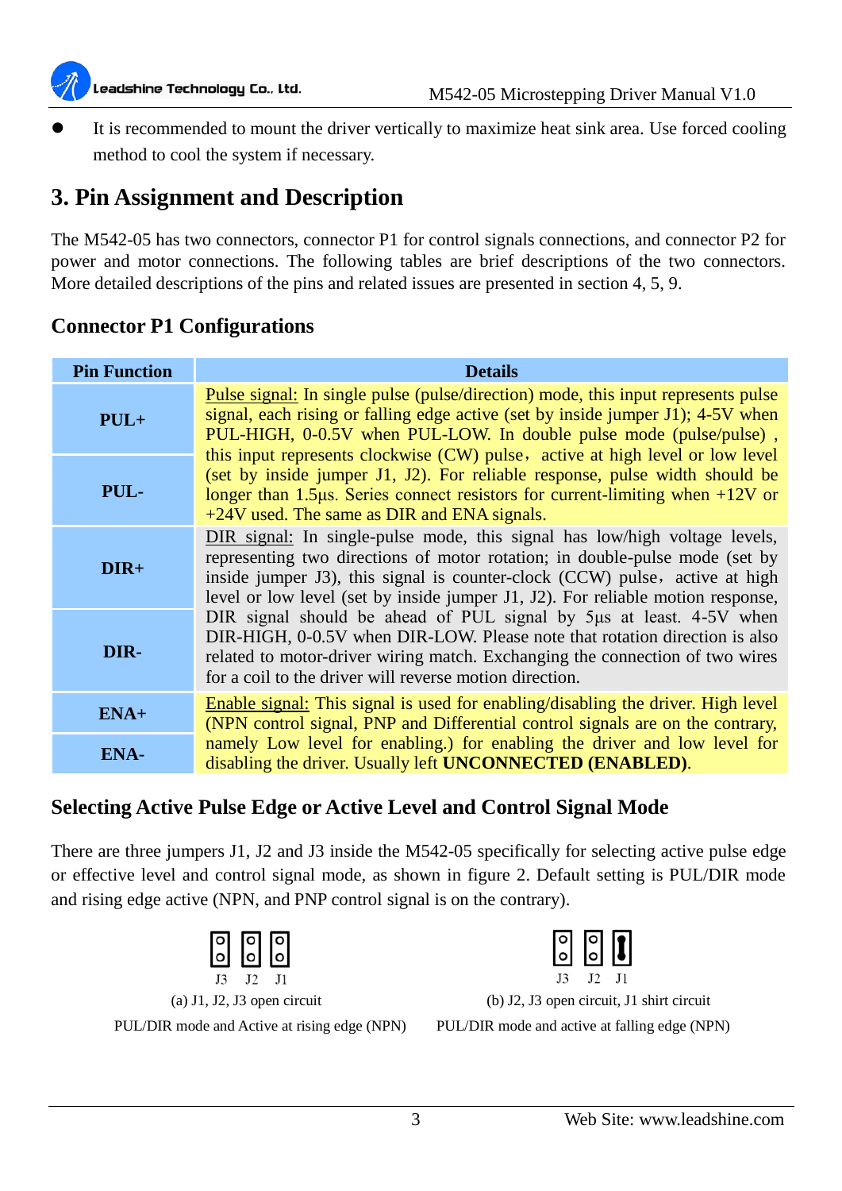- It is recommended to mount the driver vertically to maximize heat sink area. Use forced cooling method to cool the system if necessary.

## 3. Pin Assignment and Description

The M542-05 has two connectors, connector P1 for control signals connections, and connector P2 for power and motor connections. The following tables are brief descriptions of the two connectors. More detailed descriptions of the pins and related issues are presented in section 4, 5, 9.

### Connector P1 Configurations

| Pin Function | Details |
|---|---|
| **PUL+** | Pulse signal: In single pulse (pulse/direction) mode, this input represents pulse signal, each rising or falling edge active (set by inside jumper J1); 4-5V when PUL-HIGH, 0-0.5V when PUL-LOW. In double pulse mode (pulse/pulse), this input represents clockwise (CW) pulse，active at high level or low level (set by inside jumper J1, J2). For reliable response, pulse width should be longer than 1.5μs. Series connect resistors for current-limiting when +12V or +24V used. The same as DIR and ENA signals. |
| **PUL-** | |
| **DIR+** | DIR signal: In single-pulse mode, this signal has low/high voltage levels, representing two directions of motor rotation; in double-pulse mode (set by inside jumper J3), this signal is counter-clock (CCW) pulse，active at high level or low level (set by inside jumper J1, J2). For reliable motion response, DIR signal should be ahead of PUL signal by 5μs at least. 4-5V when DIR-HIGH, 0-0.5V when DIR-LOW. Please note that rotation direction is also related to motor-driver wiring match. Exchanging the connection of two wires for a coil to the driver will reverse motion direction. |
| **DIR-** | |
| **ENA+** | Enable signal: This signal is used for enabling/disabling the driver. High level (NPN control signal, PNP and Differential control signals are on the contrary, namely Low level for enabling.) for enabling the driver and low level for disabling the driver. Usually left **UNCONNECTED (ENABLED)**. |
| **ENA-** | |

### Selecting Active Pulse Edge or Active Level and Control Signal Mode

There are three jumpers J1, J2 and J3 inside the M542-05 specifically for selecting active pulse edge or effective level and control signal mode, as shown in figure 2. Default setting is PUL/DIR mode and rising edge active (NPN, and PNP control signal is on the contrary).

J3 J2 J1

(a) J1, J2, J3 open circuit

PUL/DIR mode and Active at rising edge (NPN)

J3 J2 J1

(b) J2, J3 open circuit, J1 shirt circuit

PUL/DIR mode and active at falling edge (NPN)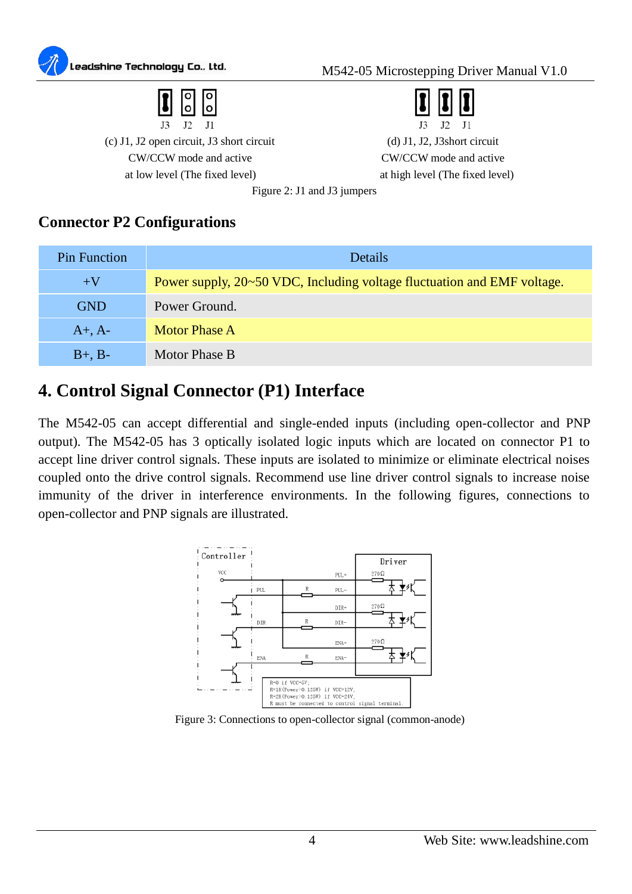(c) J1, J2 open circuit, J3 short circuit
CW/CCW mode and active
at low level (The fixed level)

(d) J1, J2, J3short circuit
CW/CCW mode and active
at high level (The fixed level)

Figure 2: J1 and J3 jumpers

### Connector P2 Configurations

| Pin Function | Details |
|---|---|
| +V | Power supply, 20~50 VDC, Including voltage fluctuation and EMF voltage. |
| GND | Power Ground. |
| A+, A- | Motor Phase A |
| B+, B- | Motor Phase B |

## 4. Control Signal Connector (P1) Interface

The M542-05 can accept differential and single-ended inputs (including open-collector and PNP output). The M542-05 has 3 optically isolated logic inputs which are located on connector P1 to accept line driver control signals. These inputs are isolated to minimize or eliminate electrical noises coupled onto the drive control signals. Recommend use line driver control signals to increase noise immunity of the driver in interference environments. In the following figures, connections to open-collector and PNP signals are illustrated.

Figure 3: Connections to open-collector signal (common-anode)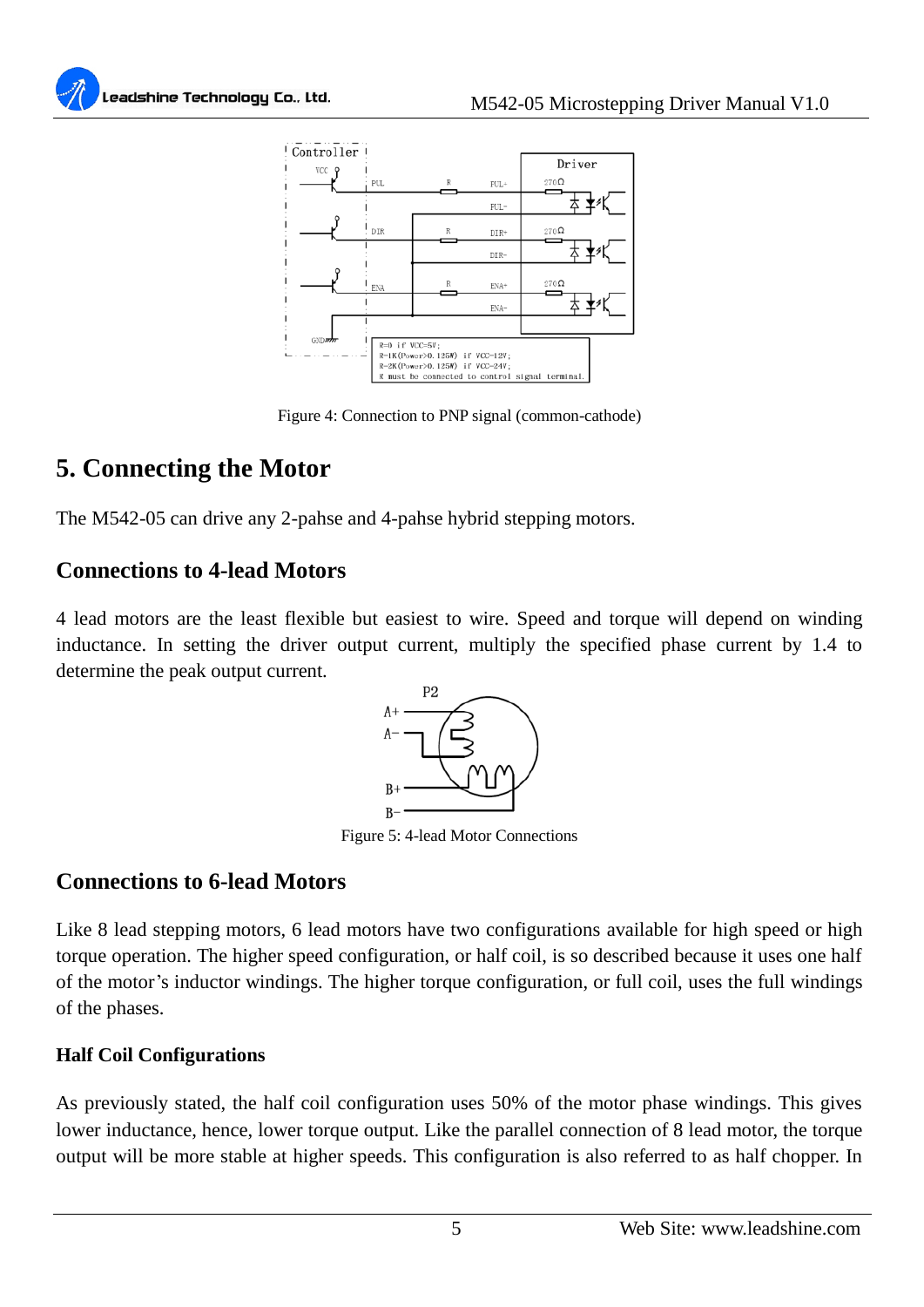Figure 4: Connection to PNP signal (common-cathode)

## 5. Connecting the Motor

The M542-05 can drive any 2-pahse and 4-pahse hybrid stepping motors.

### Connections to 4-lead Motors

4 lead motors are the least flexible but easiest to wire. Speed and torque will depend on winding inductance. In setting the driver output current, multiply the specified phase current by 1.4 to determine the peak output current.

Figure 5: 4-lead Motor Connections

### Connections to 6-lead Motors

Like 8 lead stepping motors, 6 lead motors have two configurations available for high speed or high torque operation. The higher speed configuration, or half coil, is so described because it uses one half of the motor's inductor windings. The higher torque configuration, or full coil, uses the full windings of the phases.

#### Half Coil Configurations

As previously stated, the half coil configuration uses 50% of the motor phase windings. This gives lower inductance, hence, lower torque output. Like the parallel connection of 8 lead motor, the torque output will be more stable at higher speeds. This configuration is also referred to as half chopper. In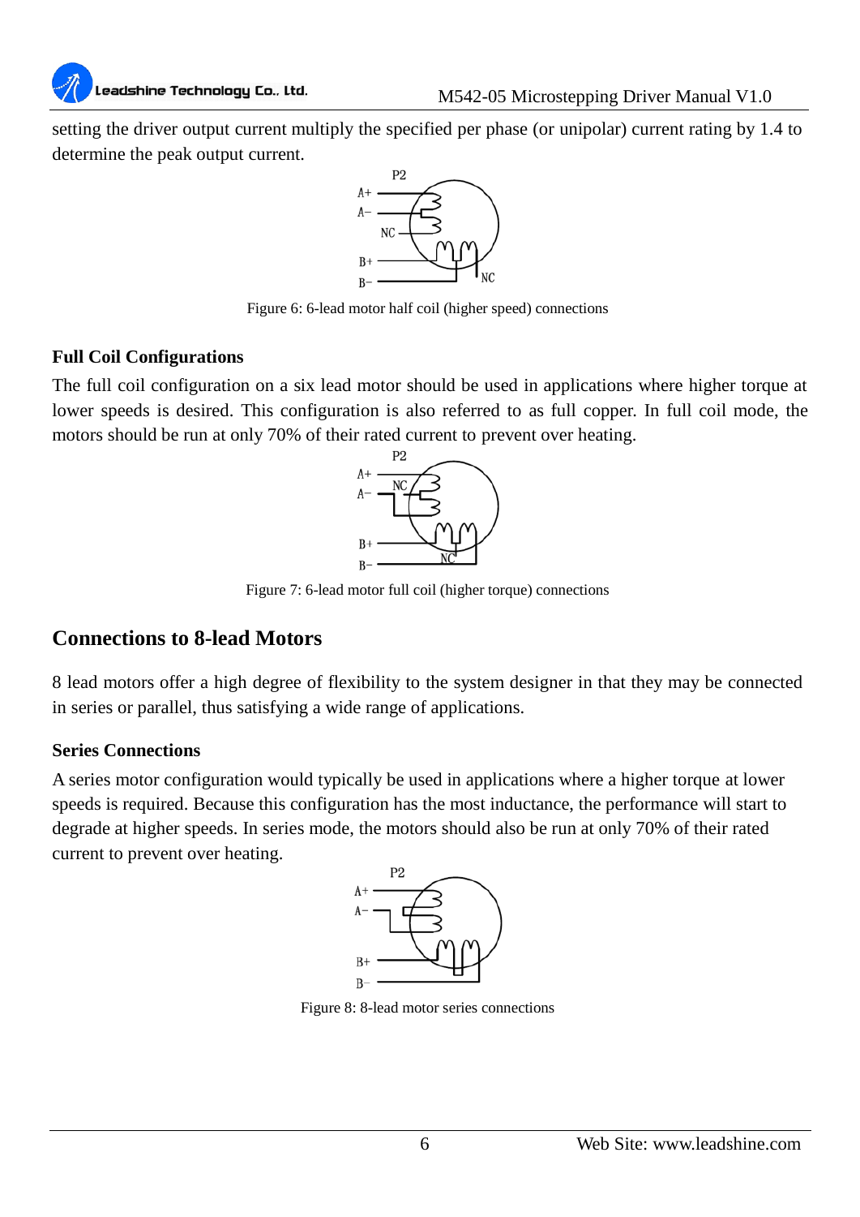setting the driver output current multiply the specified per phase (or unipolar) current rating by 1.4 to determine the peak output current.

Figure 6: 6-lead motor half coil (higher speed) connections

### Full Coil Configurations

The full coil configuration on a six lead motor should be used in applications where higher torque at lower speeds is desired. This configuration is also referred to as full copper. In full coil mode, the motors should be run at only 70% of their rated current to prevent over heating.

Figure 7: 6-lead motor full coil (higher torque) connections

## Connections to 8-lead Motors

8 lead motors offer a high degree of flexibility to the system designer in that they may be connected in series or parallel, thus satisfying a wide range of applications.

### Series Connections

A series motor configuration would typically be used in applications where a higher torque at lower speeds is required. Because this configuration has the most inductance, the performance will start to degrade at higher speeds. In series mode, the motors should also be run at only 70% of their rated current to prevent over heating.

Figure 8: 8-lead motor series connections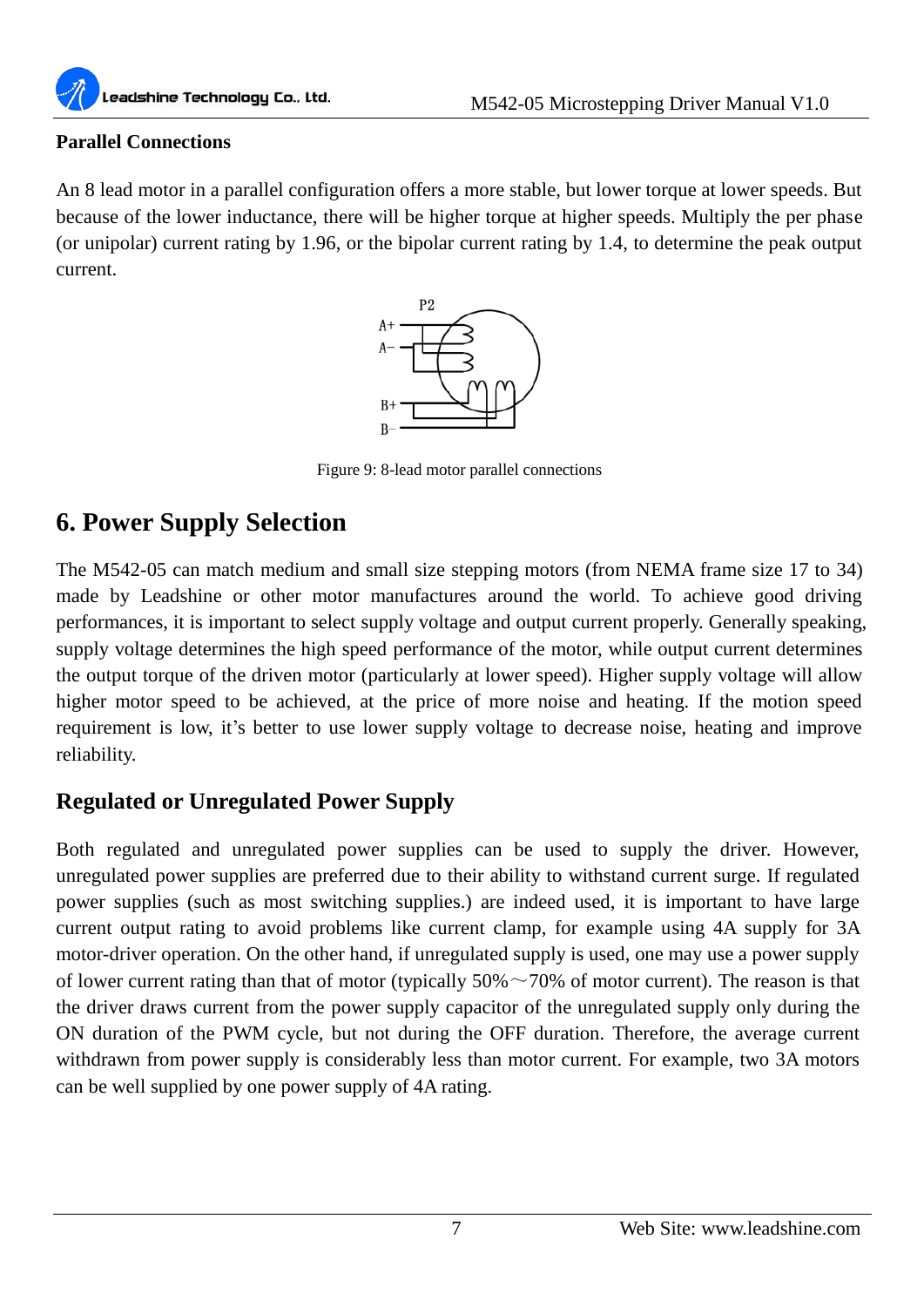**Parallel Connections**

An 8 lead motor in a parallel configuration offers a more stable, but lower torque at lower speeds. But because of the lower inductance, there will be higher torque at higher speeds. Multiply the per phase (or unipolar) current rating by 1.96, or the bipolar current rating by 1.4, to determine the peak output current.

Figure 9: 8-lead motor parallel connections

# 6. Power Supply Selection

The M542-05 can match medium and small size stepping motors (from NEMA frame size 17 to 34) made by Leadshine or other motor manufactures around the world. To achieve good driving performances, it is important to select supply voltage and output current properly. Generally speaking, supply voltage determines the high speed performance of the motor, while output current determines the output torque of the driven motor (particularly at lower speed). Higher supply voltage will allow higher motor speed to be achieved, at the price of more noise and heating. If the motion speed requirement is low, it's better to use lower supply voltage to decrease noise, heating and improve reliability.

## Regulated or Unregulated Power Supply

Both regulated and unregulated power supplies can be used to supply the driver. However, unregulated power supplies are preferred due to their ability to withstand current surge. If regulated power supplies (such as most switching supplies.) are indeed used, it is important to have large current output rating to avoid problems like current clamp, for example using 4A supply for 3A motor-driver operation. On the other hand, if unregulated supply is used, one may use a power supply of lower current rating than that of motor (typically 50%～70% of motor current). The reason is that the driver draws current from the power supply capacitor of the unregulated supply only during the ON duration of the PWM cycle, but not during the OFF duration. Therefore, the average current withdrawn from power supply is considerably less than motor current. For example, two 3A motors can be well supplied by one power supply of 4A rating.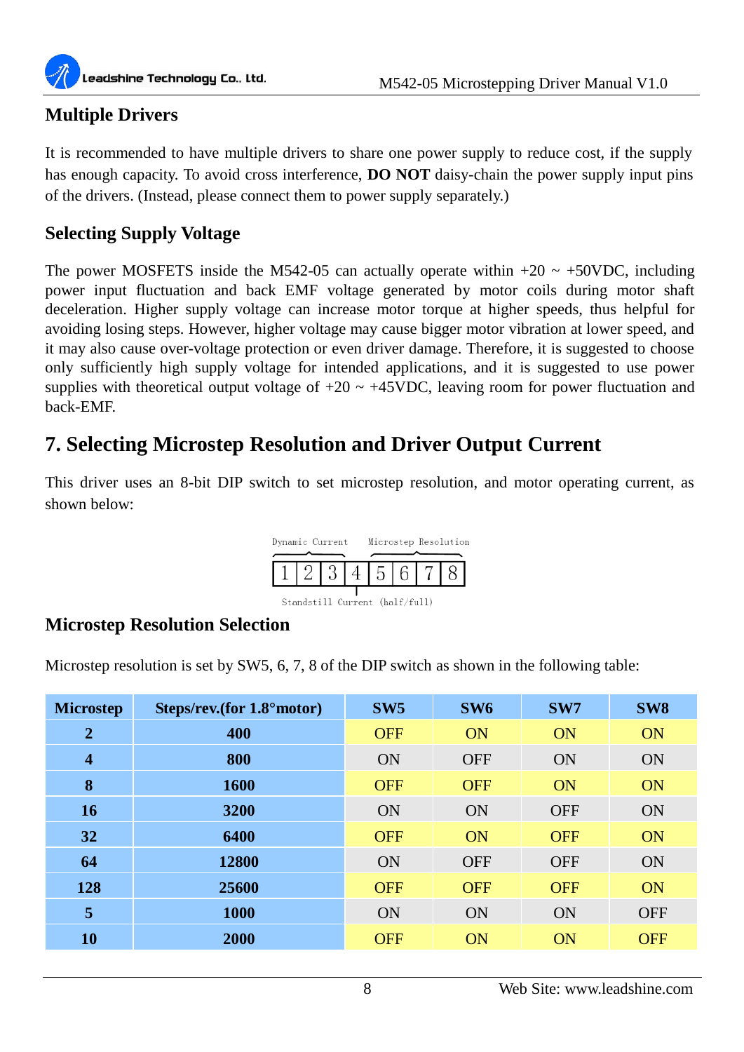## Multiple Drivers

It is recommended to have multiple drivers to share one power supply to reduce cost, if the supply has enough capacity. To avoid cross interference, **DO NOT** daisy-chain the power supply input pins of the drivers. (Instead, please connect them to power supply separately.)

## Selecting Supply Voltage

The power MOSFETS inside the M542-05 can actually operate within +20 ~ +50VDC, including power input fluctuation and back EMF voltage generated by motor coils during motor shaft deceleration. Higher supply voltage can increase motor torque at higher speeds, thus helpful for avoiding losing steps. However, higher voltage may cause bigger motor vibration at lower speed, and it may also cause over-voltage protection or even driver damage. Therefore, it is suggested to choose only sufficiently high supply voltage for intended applications, and it is suggested to use power supplies with theoretical output voltage of +20 ~ +45VDC, leaving room for power fluctuation and back-EMF.

# 7. Selecting Microstep Resolution and Driver Output Current

This driver uses an 8-bit DIP switch to set microstep resolution, and motor operating current, as shown below:

Dynamic Current (1, 2, 3) | Standstill Current (half/full) (4) | Microstep Resolution (5, 6, 7, 8)

| 1 | 2 | 3 | 4 | 5 | 6 | 7 | 8 |
|---|---|---|---|---|---|---|---|

## Microstep Resolution Selection

Microstep resolution is set by SW5, 6, 7, 8 of the DIP switch as shown in the following table:

| Microstep | Steps/rev.(for 1.8°motor) | SW5 | SW6 | SW7 | SW8 |
|---|---|---|---|---|---|
| 2 | 400 | OFF | ON | ON | ON |
| 4 | 800 | ON | OFF | ON | ON |
| 8 | 1600 | OFF | OFF | ON | ON |
| 16 | 3200 | ON | ON | OFF | ON |
| 32 | 6400 | OFF | ON | OFF | ON |
| 64 | 12800 | ON | OFF | OFF | ON |
| 128 | 25600 | OFF | OFF | OFF | ON |
| 5 | 1000 | ON | ON | ON | OFF |
| 10 | 2000 | OFF | ON | ON | OFF |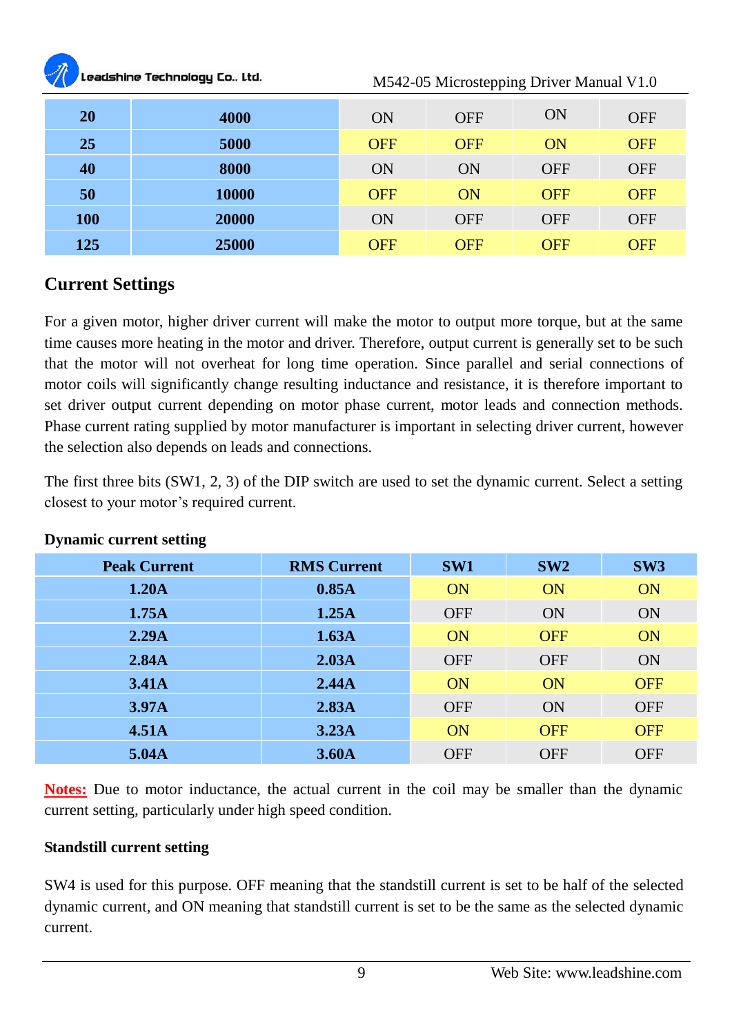| 20 | 4000 | ON | OFF | ON | OFF |
|---|---|---|---|---|---|
| 25 | 5000 | OFF | OFF | ON | OFF |
| 40 | 8000 | ON | ON | OFF | OFF |
| 50 | 10000 | OFF | ON | OFF | OFF |
| 100 | 20000 | ON | OFF | OFF | OFF |
| 125 | 25000 | OFF | OFF | OFF | OFF |

## Current Settings

For a given motor, higher driver current will make the motor to output more torque, but at the same time causes more heating in the motor and driver. Therefore, output current is generally set to be such that the motor will not overheat for long time operation. Since parallel and serial connections of motor coils will significantly change resulting inductance and resistance, it is therefore important to set driver output current depending on motor phase current, motor leads and connection methods. Phase current rating supplied by motor manufacturer is important in selecting driver current, however the selection also depends on leads and connections.

The first three bits (SW1, 2, 3) of the DIP switch are used to set the dynamic current. Select a setting closest to your motor's required current.

**Dynamic current setting**

| Peak Current | RMS Current | SW1 | SW2 | SW3 |
|---|---|---|---|---|
| 1.20A | 0.85A | ON | ON | ON |
| 1.75A | 1.25A | OFF | ON | ON |
| 2.29A | 1.63A | ON | OFF | ON |
| 2.84A | 2.03A | OFF | OFF | ON |
| 3.41A | 2.44A | ON | ON | OFF |
| 3.97A | 2.83A | OFF | ON | OFF |
| 4.51A | 3.23A | ON | OFF | OFF |
| 5.04A | 3.60A | OFF | OFF | OFF |

**Notes:** Due to motor inductance, the actual current in the coil may be smaller than the dynamic current setting, particularly under high speed condition.

**Standstill current setting**

SW4 is used for this purpose. OFF meaning that the standstill current is set to be half of the selected dynamic current, and ON meaning that standstill current is set to be the same as the selected dynamic current.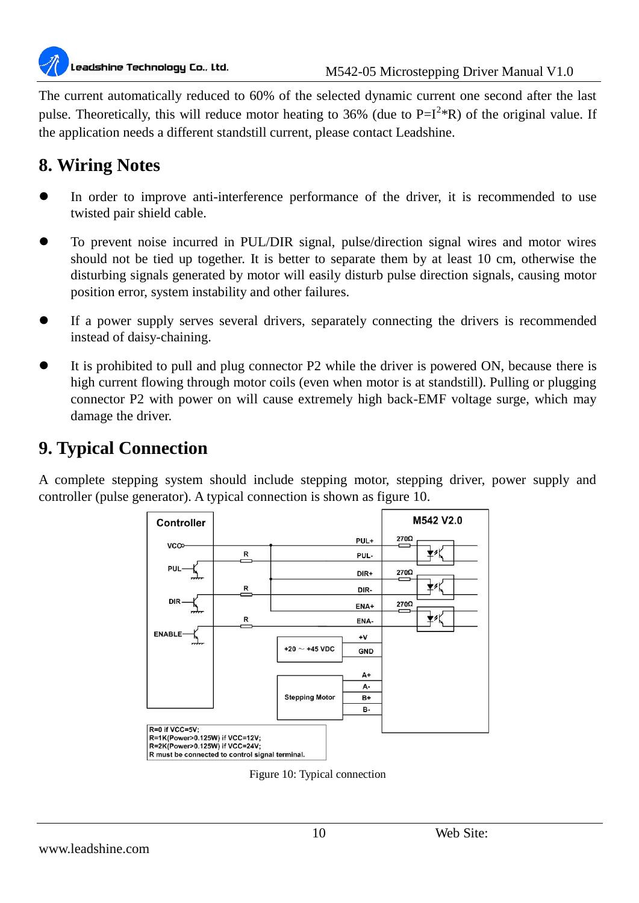The current automatically reduced to 60% of the selected dynamic current one second after the last pulse. Theoretically, this will reduce motor heating to 36% (due to $P=I^2*R$) of the original value. If the application needs a different standstill current, please contact Leadshine.

## 8. Wiring Notes

- In order to improve anti-interference performance of the driver, it is recommended to use twisted pair shield cable.
- To prevent noise incurred in PUL/DIR signal, pulse/direction signal wires and motor wires should not be tied up together. It is better to separate them by at least 10 cm, otherwise the disturbing signals generated by motor will easily disturb pulse direction signals, causing motor position error, system instability and other failures.
- If a power supply serves several drivers, separately connecting the drivers is recommended instead of daisy-chaining.
- It is prohibited to pull and plug connector P2 while the driver is powered ON, because there is high current flowing through motor coils (even when motor is at standstill). Pulling or plugging connector P2 with power on will cause extremely high back-EMF voltage surge, which may damage the driver.

## 9. Typical Connection

A complete stepping system should include stepping motor, stepping driver, power supply and controller (pulse generator). A typical connection is shown as figure 10.

Controller | M542 V2.0 | VCC | PUL | DIR | ENABLE | PUL+ | PUL- | DIR+ | DIR- | ENA+ | ENA- | R | 270Ω | +V | GND | +20 ~ +45 VDC | Stepping Motor | A+ | A- | B+ | B-

R=0 if VCC=5V;
R=1K(Power>0.125W) if VCC=12V;
R=2K(Power>0.125W) if VCC=24V;
R must be connected to control signal terminal.

Figure 10: Typical connection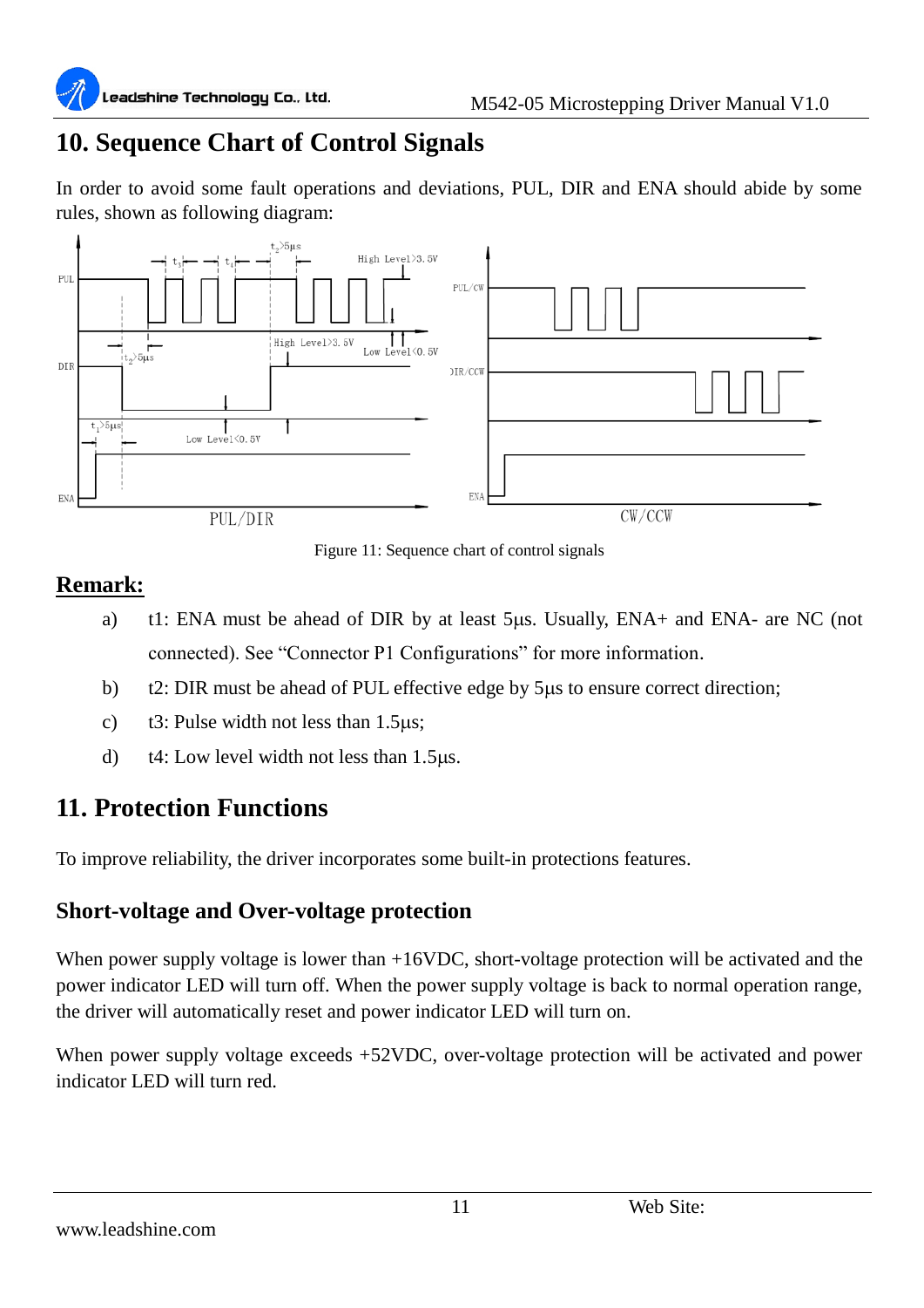# 10. Sequence Chart of Control Signals

In order to avoid some fault operations and deviations, PUL, DIR and ENA should abide by some rules, shown as following diagram:

Figure 11: Sequence chart of control signals

## Remark:

a) t1: ENA must be ahead of DIR by at least 5μs. Usually, ENA+ and ENA- are NC (not connected). See "Connector P1 Configurations" for more information.

b) t2: DIR must be ahead of PUL effective edge by 5μs to ensure correct direction;

c) t3: Pulse width not less than 1.5μs;

d) t4: Low level width not less than 1.5μs.

# 11. Protection Functions

To improve reliability, the driver incorporates some built-in protections features.

### Short-voltage and Over-voltage protection

When power supply voltage is lower than +16VDC, short-voltage protection will be activated and the power indicator LED will turn off. When the power supply voltage is back to normal operation range, the driver will automatically reset and power indicator LED will turn on.

When power supply voltage exceeds +52VDC, over-voltage protection will be activated and power indicator LED will turn red.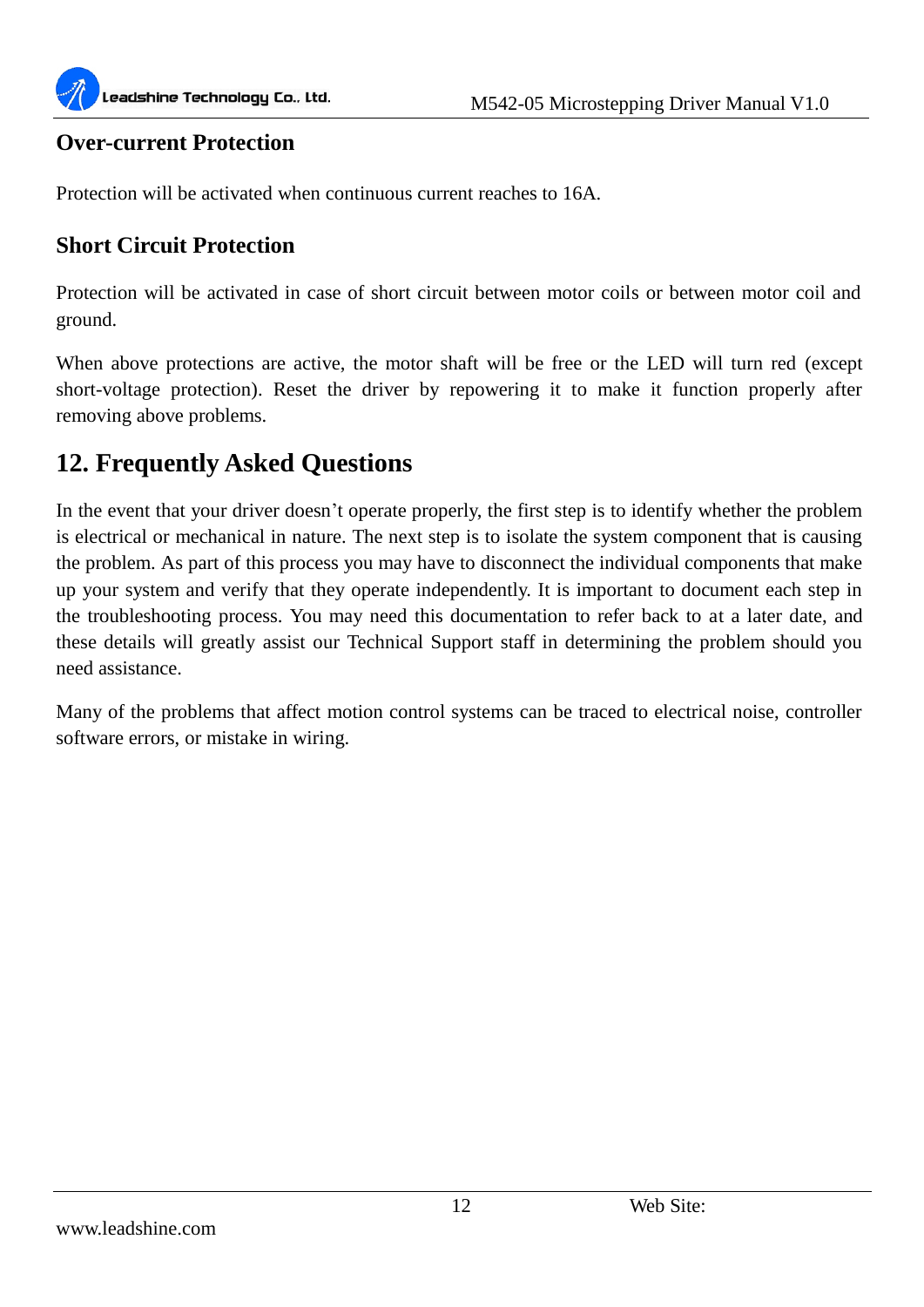### Over-current Protection

Protection will be activated when continuous current reaches to 16A.

### Short Circuit Protection

Protection will be activated in case of short circuit between motor coils or between motor coil and ground.

When above protections are active, the motor shaft will be free or the LED will turn red (except short-voltage protection). Reset the driver by repowering it to make it function properly after removing above problems.

## 12. Frequently Asked Questions

In the event that your driver doesn't operate properly, the first step is to identify whether the problem is electrical or mechanical in nature. The next step is to isolate the system component that is causing the problem. As part of this process you may have to disconnect the individual components that make up your system and verify that they operate independently. It is important to document each step in the troubleshooting process. You may need this documentation to refer back to at a later date, and these details will greatly assist our Technical Support staff in determining the problem should you need assistance.

Many of the problems that affect motion control systems can be traced to electrical noise, controller software errors, or mistake in wiring.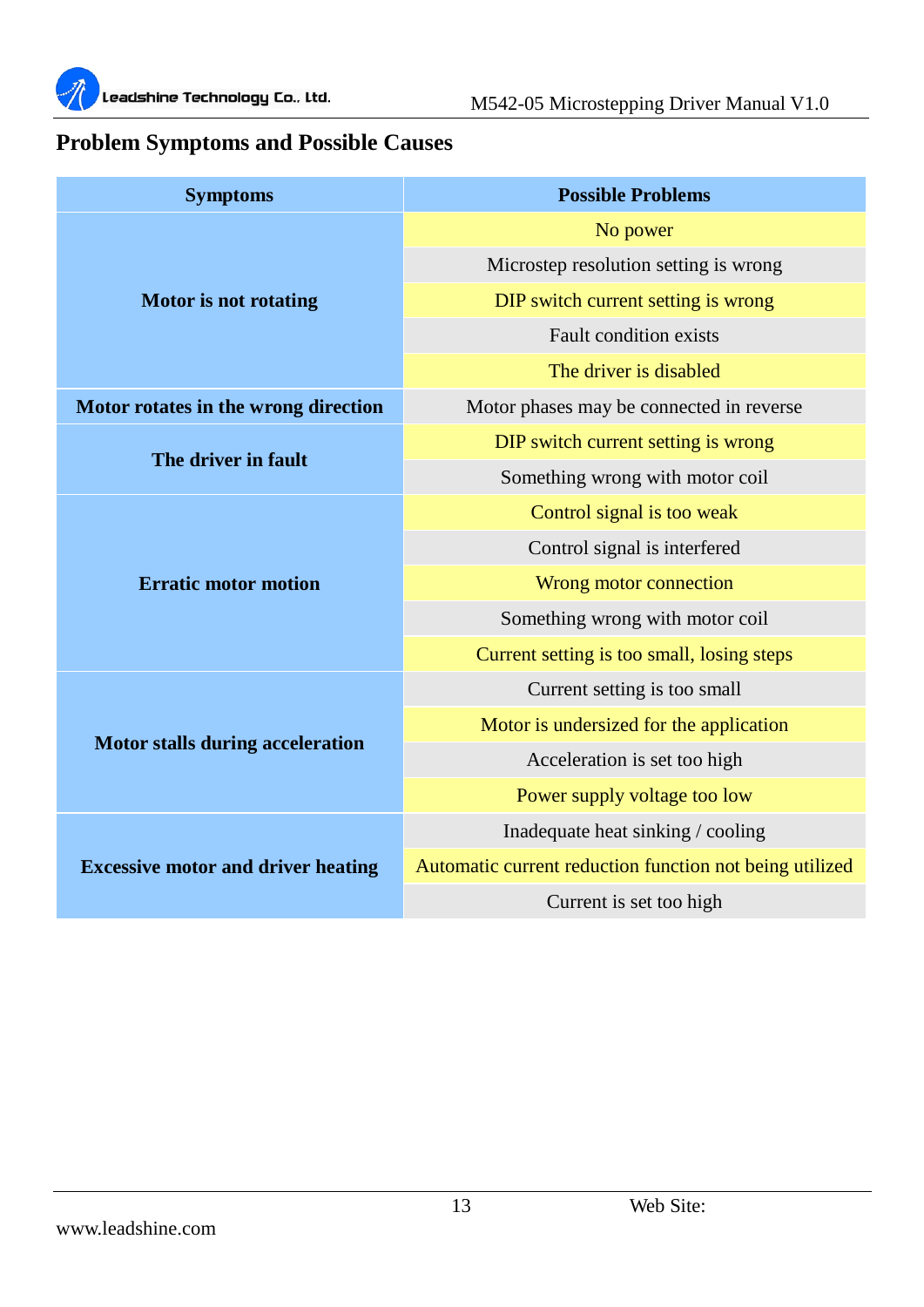## Problem Symptoms and Possible Causes

| Symptoms | Possible Problems |
|---|---|
| Motor is not rotating | No power |
| | Microstep resolution setting is wrong |
| | DIP switch current setting is wrong |
| | Fault condition exists |
| | The driver is disabled |
| Motor rotates in the wrong direction | Motor phases may be connected in reverse |
| The driver in fault | DIP switch current setting is wrong |
| | Something wrong with motor coil |
| Erratic motor motion | Control signal is too weak |
| | Control signal is interfered |
| | Wrong motor connection |
| | Something wrong with motor coil |
| | Current setting is too small, losing steps |
| Motor stalls during acceleration | Current setting is too small |
| | Motor is undersized for the application |
| | Acceleration is set too high |
| | Power supply voltage too low |
| Excessive motor and driver heating | Inadequate heat sinking / cooling |
| | Automatic current reduction function not being utilized |
| | Current is set too high |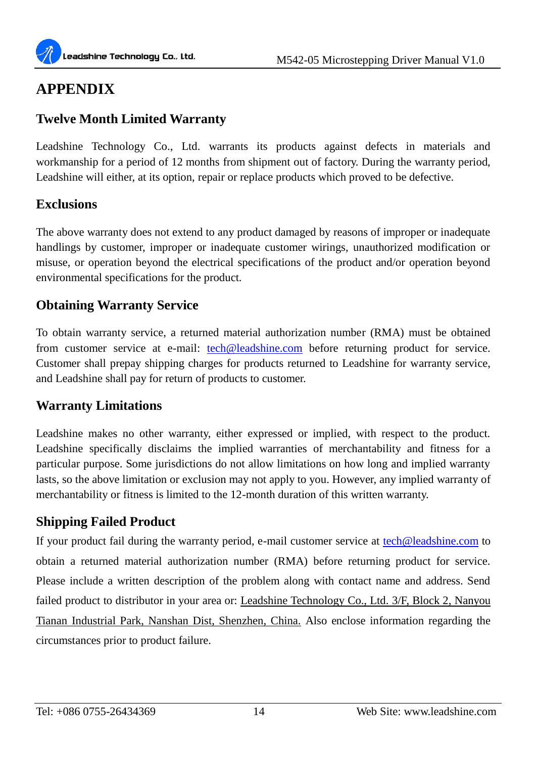# APPENDIX

## Twelve Month Limited Warranty

Leadshine Technology Co., Ltd. warrants its products against defects in materials and workmanship for a period of 12 months from shipment out of factory. During the warranty period, Leadshine will either, at its option, repair or replace products which proved to be defective.

## Exclusions

The above warranty does not extend to any product damaged by reasons of improper or inadequate handlings by customer, improper or inadequate customer wirings, unauthorized modification or misuse, or operation beyond the electrical specifications of the product and/or operation beyond environmental specifications for the product.

## Obtaining Warranty Service

To obtain warranty service, a returned material authorization number (RMA) must be obtained from customer service at e-mail: tech@leadshine.com before returning product for service. Customer shall prepay shipping charges for products returned to Leadshine for warranty service, and Leadshine shall pay for return of products to customer.

## Warranty Limitations

Leadshine makes no other warranty, either expressed or implied, with respect to the product. Leadshine specifically disclaims the implied warranties of merchantability and fitness for a particular purpose. Some jurisdictions do not allow limitations on how long and implied warranty lasts, so the above limitation or exclusion may not apply to you. However, any implied warranty of merchantability or fitness is limited to the 12-month duration of this written warranty.

## Shipping Failed Product

If your product fail during the warranty period, e-mail customer service at tech@leadshine.com to obtain a returned material authorization number (RMA) before returning product for service. Please include a written description of the problem along with contact name and address. Send failed product to distributor in your area or: Leadshine Technology Co., Ltd. 3/F, Block 2, Nanyou Tianan Industrial Park, Nanshan Dist, Shenzhen, China. Also enclose information regarding the circumstances prior to product failure.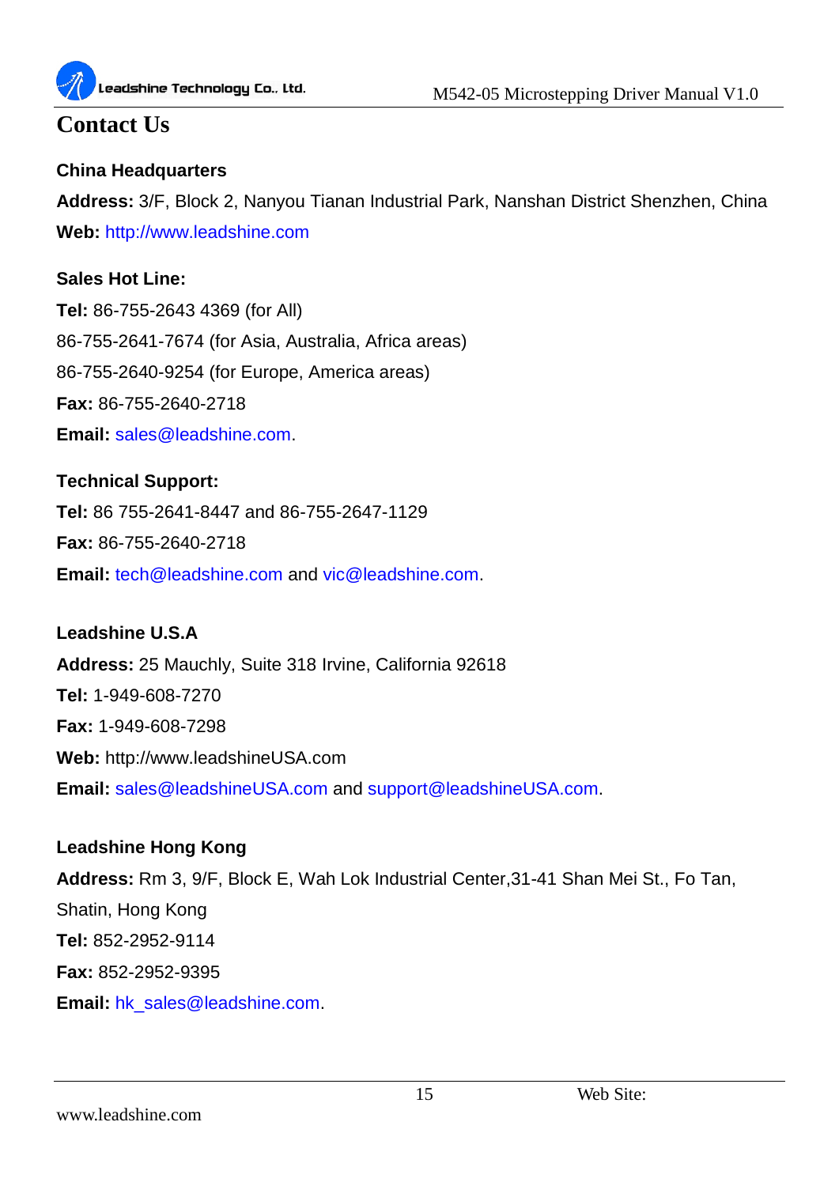# Contact Us

**China Headquarters**

**Address:** 3/F, Block 2, Nanyou Tianan Industrial Park, Nanshan District Shenzhen, China

**Web:** http://www.leadshine.com

**Sales Hot Line:**

**Tel:** 86-755-2643 4369 (for All)

86-755-2641-7674 (for Asia, Australia, Africa areas)

86-755-2640-9254 (for Europe, America areas)

**Fax:** 86-755-2640-2718

**Email:** sales@leadshine.com.

**Technical Support:**

**Tel:** 86 755-2641-8447 and 86-755-2647-1129

**Fax:** 86-755-2640-2718

**Email:** tech@leadshine.com and vic@leadshine.com.

**Leadshine U.S.A**

**Address:** 25 Mauchly, Suite 318 Irvine, California 92618

**Tel:** 1-949-608-7270

**Fax:** 1-949-608-7298

**Web:** http://www.leadshineUSA.com

**Email:** sales@leadshineUSA.com and support@leadshineUSA.com.

**Leadshine Hong Kong**

**Address:** Rm 3, 9/F, Block E, Wah Lok Industrial Center,31-41 Shan Mei St., Fo Tan, Shatin, Hong Kong

**Tel:** 852-2952-9114

**Fax:** 852-2952-9395

**Email:** hk_sales@leadshine.com.